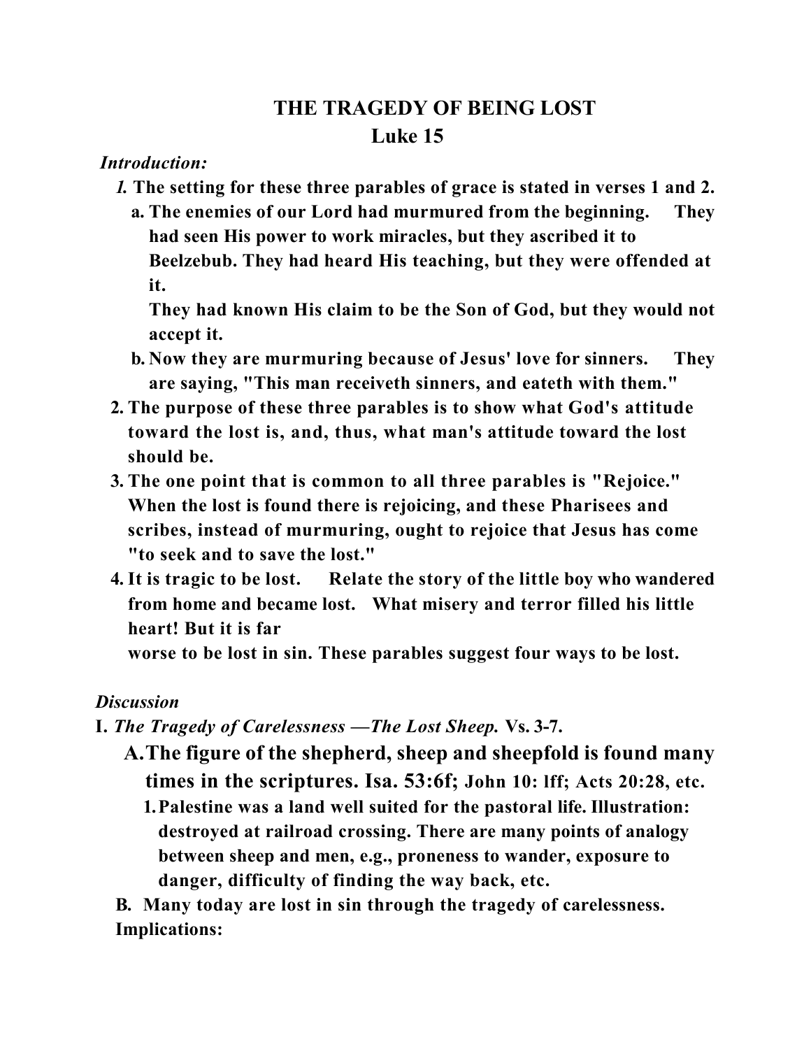# THE TRAGEDY OF BEING LOST
## Luke 15

*Introduction:*

1. **The setting for these three parables of grace is stated in verses 1 and 2.**
   - a. **The enemies of our Lord had murmured from the beginning. They had seen His power to work miracles, but they ascribed it to Beelzebub. They had heard His teaching, but they were offended at it.**
     **They had known His claim to be the Son of God, but they would not accept it.**
   - b. **Now they are murmuring because of Jesus' love for sinners. They are saying, "This man receiveth sinners, and eateth with them."**
2. **The purpose of these three parables is to show what God's attitude toward the lost is, and, thus, what man's attitude toward the lost should be.**
3. **The one point that is common to all three parables is "Rejoice." When the lost is found there is rejoicing, and these Pharisees and scribes, instead of murmuring, ought to rejoice that Jesus has come "to seek and to save the lost."**
4. **It is tragic to be lost. Relate the story of the little boy who wandered from home and became lost. What misery and terror filled his little heart! But it is far**
   **worse to be lost in sin. These parables suggest four ways to be lost.**

*Discussion*

**I.** ***The Tragedy of Carelessness —The Lost Sheep.*** **Vs. 3-7.**

- **A. The figure of the shepherd, sheep and sheepfold is found many times in the scriptures. Isa. 53:6f; John 10: lff; Acts 20:28, etc.**
  1. **Palestine was a land well suited for the pastoral life. Illustration: destroyed at railroad crossing. There are many points of analogy between sheep and men, e.g., proneness to wander, exposure to danger, difficulty of finding the way back, etc.**
- **B. Many today are lost in sin through the tragedy of carelessness. Implications:**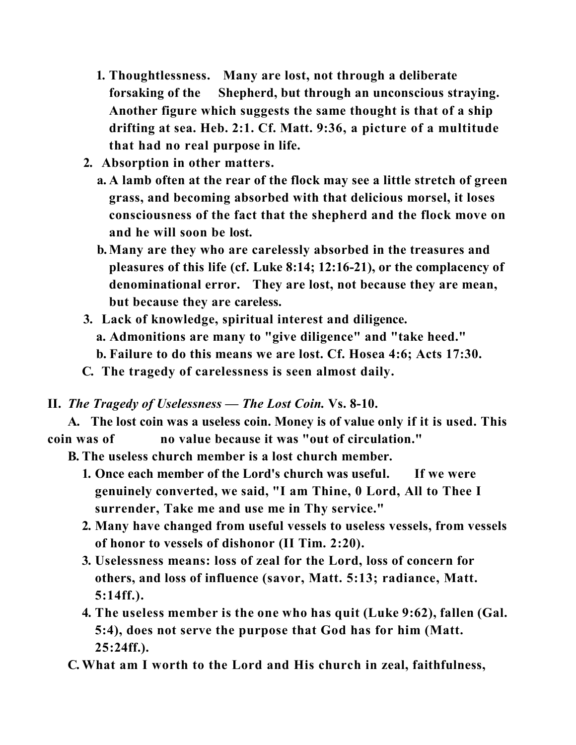1. **Thoughtlessness. Many are lost, not through a deliberate forsaking of the Shepherd, but through an unconscious straying. Another figure which suggests the same thought is that of a ship drifting at sea. Heb. 2:1. Cf. Matt. 9:36, a picture of a multitude that had no real purpose in life.**
2. **Absorption in other matters.**
   - a. **A lamb often at the rear of the flock may see a little stretch of green grass, and becoming absorbed with that delicious morsel, it loses consciousness of the fact that the shepherd and the flock move on and he will soon be lost.**
   - b. **Many are they who are carelessly absorbed in the treasures and pleasures of this life (cf. Luke 8:14; 12:16-21), or the complacency of denominational error. They are lost, not because they are mean, but because they are careless.**
3. **Lack of knowledge, spiritual interest and diligence.**
   - a. **Admonitions are many to "give diligence" and "take heed."**
   - b. **Failure to do this means we are lost. Cf. Hosea 4:6; Acts 17:30.**

**C. The tragedy of carelessness is seen almost daily.**

## II. *The Tragedy of Uselessness — The Lost Coin.* Vs. 8-10.

**A. The lost coin was a useless coin. Money is of value only if it is used. This coin was of no value because it was "out of circulation."**

**B. The useless church member is a lost church member.**

1. **Once each member of the Lord's church was useful. If we were genuinely converted, we said, "I am Thine, 0 Lord, All to Thee I surrender, Take me and use me in Thy service."**
2. **Many have changed from useful vessels to useless vessels, from vessels of honor to vessels of dishonor (II Tim. 2:20).**
3. **Uselessness means: loss of zeal for the Lord, loss of concern for others, and loss of influence (savor, Matt. 5:13; radiance, Matt. 5:14ff.).**
4. **The useless member is the one who has quit (Luke 9:62), fallen (Gal. 5:4), does not serve the purpose that God has for him (Matt. 25:24ff.).**

**C. What am I worth to the Lord and His church in zeal, faithfulness,**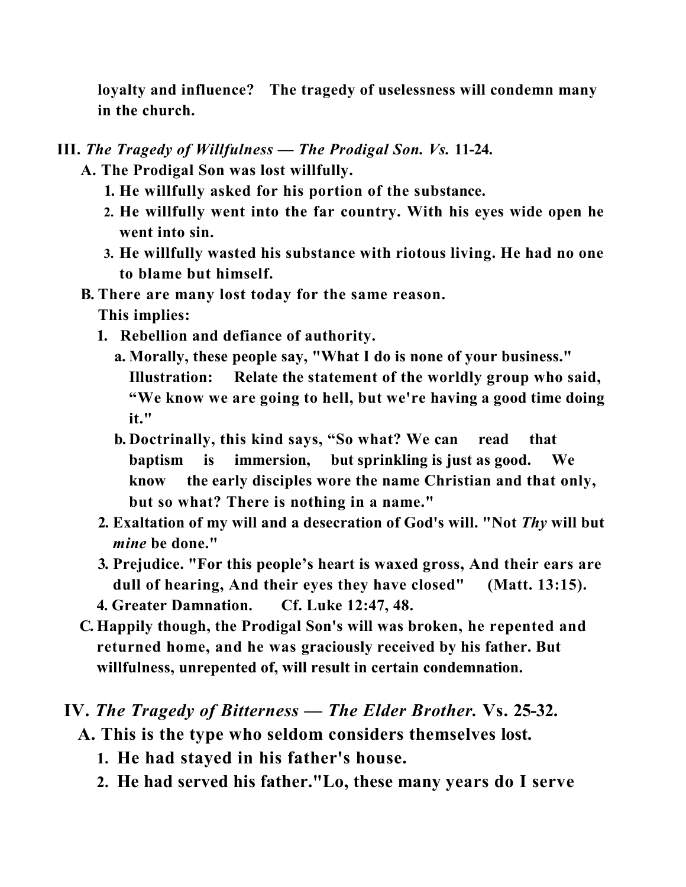**loyalty and influence? The tragedy of uselessness will condemn many in the church.**

**III.** ***The Tragedy of Willfulness — The Prodigal Son. Vs.*** **11-24.**

- **A. The Prodigal Son was lost willfully.**
  1. **He willfully asked for his portion of the substance.**
  2. **He willfully went into the far country. With his eyes wide open he went into sin.**
  3. **He willfully wasted his substance with riotous living. He had no one to blame but himself.**
- **B. There are many lost today for the same reason.**
  **This implies:**
  1. **Rebellion and defiance of authority.**
     - **a. Morally, these people say, "What I do is none of your business."**
       **Illustration: Relate the statement of the worldly group who said, "We know we are going to hell, but we're having a good time doing it."**
     - **b. Doctrinally, this kind says, "So what? We can read that baptism is immersion, but sprinkling is just as good. We know the early disciples wore the name Christian and that only, but so what? There is nothing in a name."**
  2. **Exaltation of my will and a desecration of God's will. "Not** ***Thy*** **will but** ***mine*** **be done."**
  3. **Prejudice. "For this people's heart is waxed gross, And their ears are dull of hearing, And their eyes they have closed" (Matt. 13:15).**
  4. **Greater Damnation. Cf. Luke 12:47, 48.**
- **C. Happily though, the Prodigal Son's will was broken, he repented and returned home, and he was graciously received by his father. But willfulness, unrepented of, will result in certain condemnation.**

**IV.** ***The Tragedy of Bitterness — The Elder Brother.*** **Vs. 25-32.**

- **A. This is the type who seldom considers themselves lost.**
  1. **He had stayed in his father's house.**
  2. **He had served his father."Lo, these many years do I serve**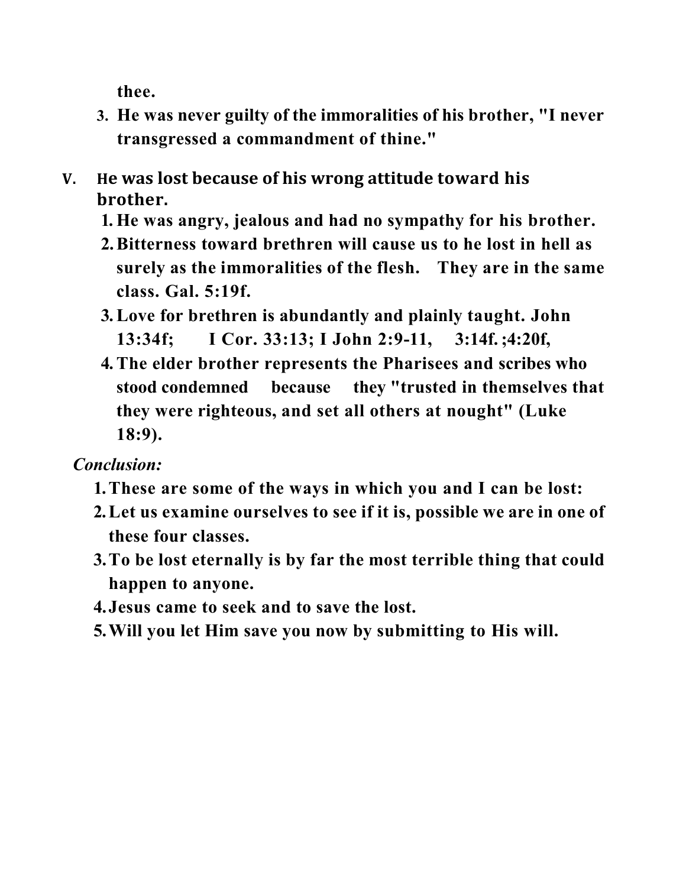thee.

3. He was never guilty of the immoralities of his brother, "I never transgressed a commandment of thine."

V. He was lost because of his wrong attitude toward his brother.

1. He was angry, jealous and had no sympathy for his brother.
2. Bitterness toward brethren will cause us to he lost in hell as surely as the immoralities of the flesh. They are in the same class. Gal. 5:19f.
3. Love for brethren is abundantly and plainly taught. John 13:34f; I Cor. 33:13; I John 2:9-11, 3:14f.;4:20f,
4. The elder brother represents the Pharisees and scribes who stood condemned because they "trusted in themselves that they were righteous, and set all others at nought" (Luke 18:9).

*Conclusion:*

1. These are some of the ways in which you and I can be lost:
2. Let us examine ourselves to see if it is, possible we are in one of these four classes.
3. To be lost eternally is by far the most terrible thing that could happen to anyone.
4. Jesus came to seek and to save the lost.
5. Will you let Him save you now by submitting to His will.